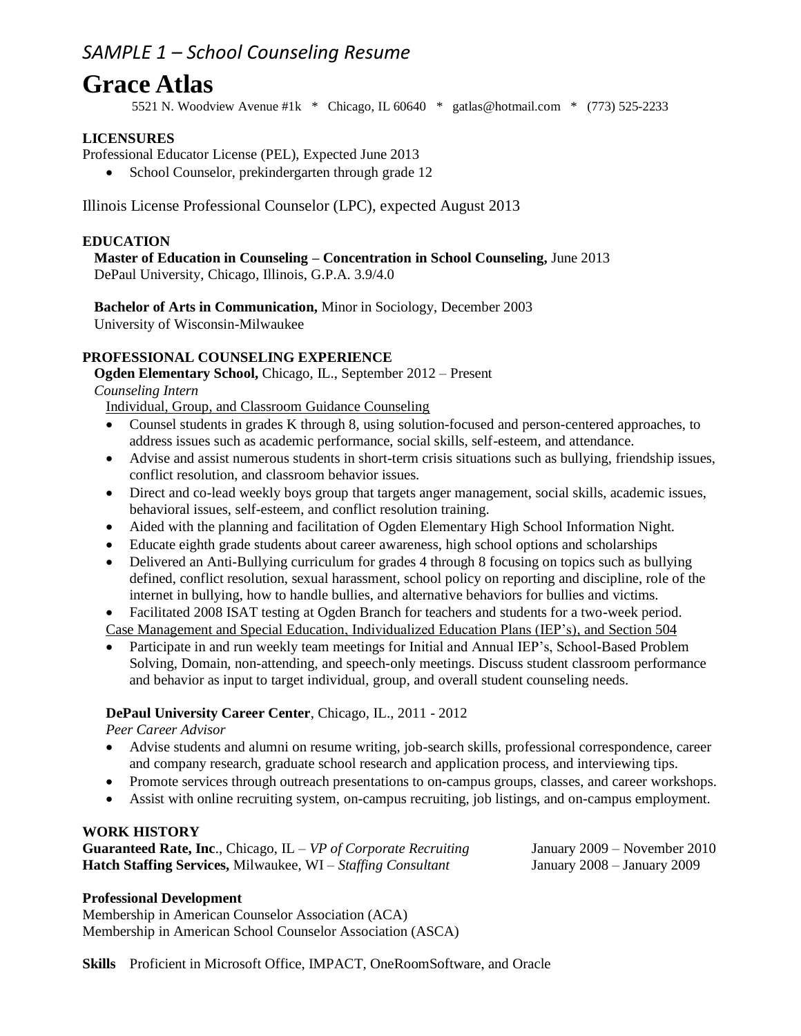*SAMPLE 1 – School Counseling Resume*

# Grace Atlas

5521 N. Woodview Avenue #1k * Chicago, IL 60640 * gatlas@hotmail.com * (773) 525-2233

**LICENSURES**

Professional Educator License (PEL), Expected June 2013

- School Counselor, prekindergarten through grade 12

Illinois License Professional Counselor (LPC), expected August 2013

**EDUCATION**

**Master of Education in Counseling – Concentration in School Counseling,** June 2013
DePaul University, Chicago, Illinois, G.P.A. 3.9/4.0

**Bachelor of Arts in Communication,** Minor in Sociology, December 2003
University of Wisconsin-Milwaukee

**PROFESSIONAL COUNSELING EXPERIENCE**

**Ogden Elementary School,** Chicago, IL., September 2012 – Present
*Counseling Intern*

Individual, Group, and Classroom Guidance Counseling

- Counsel students in grades K through 8, using solution-focused and person-centered approaches, to address issues such as academic performance, social skills, self-esteem, and attendance.
- Advise and assist numerous students in short-term crisis situations such as bullying, friendship issues, conflict resolution, and classroom behavior issues.
- Direct and co-lead weekly boys group that targets anger management, social skills, academic issues, behavioral issues, self-esteem, and conflict resolution training.
- Aided with the planning and facilitation of Ogden Elementary High School Information Night.
- Educate eighth grade students about career awareness, high school options and scholarships
- Delivered an Anti-Bullying curriculum for grades 4 through 8 focusing on topics such as bullying defined, conflict resolution, sexual harassment, school policy on reporting and discipline, role of the internet in bullying, how to handle bullies, and alternative behaviors for bullies and victims.
- Facilitated 2008 ISAT testing at Ogden Branch for teachers and students for a two-week period.

Case Management and Special Education, Individualized Education Plans (IEP's), and Section 504

- Participate in and run weekly team meetings for Initial and Annual IEP's, School-Based Problem Solving, Domain, non-attending, and speech-only meetings. Discuss student classroom performance and behavior as input to target individual, group, and overall student counseling needs.

**DePaul University Career Center**, Chicago, IL., 2011 - 2012
*Peer Career Advisor*

- Advise students and alumni on resume writing, job-search skills, professional correspondence, career and company research, graduate school research and application process, and interviewing tips.
- Promote services through outreach presentations to on-campus groups, classes, and career workshops.
- Assist with online recruiting system, on-campus recruiting, job listings, and on-campus employment.

**WORK HISTORY**

**Guaranteed Rate, Inc**., Chicago, IL – *VP of Corporate Recruiting* January 2009 – November 2010
**Hatch Staffing Services,** Milwaukee, WI – *Staffing Consultant* January 2008 – January 2009

**Professional Development**

Membership in American Counselor Association (ACA)
Membership in American School Counselor Association (ASCA)

**Skills** Proficient in Microsoft Office, IMPACT, OneRoomSoftware, and Oracle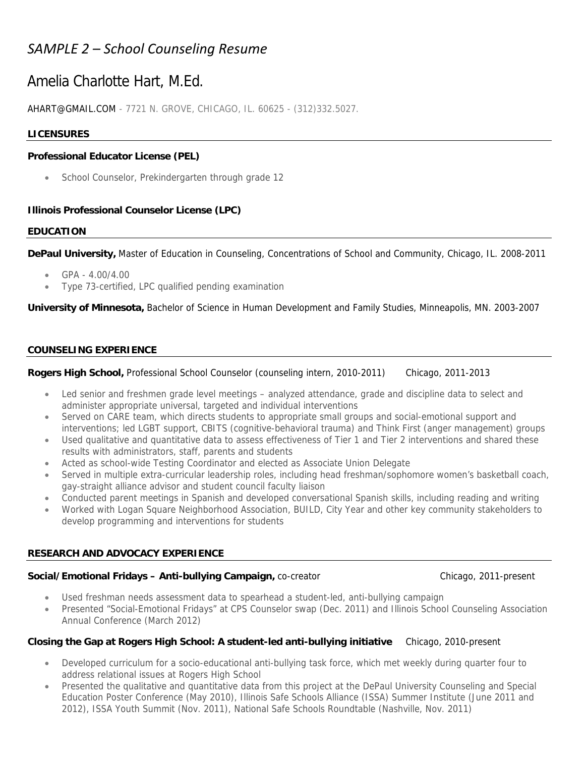# *SAMPLE 2 – School Counseling Resume*

# Amelia Charlotte Hart, M.Ed.

AHART@GMAIL.COM - 7721 N. GROVE, CHICAGO, IL. 60625 - (312)332.5027.

## LICENSURES

**Professional Educator License (PEL)**

- School Counselor, Prekindergarten through grade 12

**Illinois Professional Counselor License (LPC)**

## EDUCATION

**DePaul University,** Master of Education in Counseling, Concentrations of School and Community, Chicago, IL. 2008-2011

- GPA - 4.00/4.00
- Type 73-certified, LPC qualified pending examination

**University of Minnesota,** Bachelor of Science in Human Development and Family Studies, Minneapolis, MN. 2003-2007

## COUNSELING EXPERIENCE

**Rogers High School,** Professional School Counselor (counseling intern, 2010-2011) Chicago, 2011-2013

- Led senior and freshmen grade level meetings – analyzed attendance, grade and discipline data to select and administer appropriate universal, targeted and individual interventions
- Served on CARE team, which directs students to appropriate small groups and social-emotional support and interventions; led LGBT support, CBITS (cognitive-behavioral trauma) and Think First (anger management) groups
- Used qualitative and quantitative data to assess effectiveness of Tier 1 and Tier 2 interventions and shared these results with administrators, staff, parents and students
- Acted as school-wide Testing Coordinator and elected as Associate Union Delegate
- Served in multiple extra-curricular leadership roles, including head freshman/sophomore women's basketball coach, gay-straight alliance advisor and student council faculty liaison
- Conducted parent meetings in Spanish and developed conversational Spanish skills, including reading and writing
- Worked with Logan Square Neighborhood Association, BUILD, City Year and other key community stakeholders to develop programming and interventions for students

## RESEARCH AND ADVOCACY EXPERIENCE

**Social/Emotional Fridays – Anti-bullying Campaign,** co-creator Chicago, 2011-present

- Used freshman needs assessment data to spearhead a student-led, anti-bullying campaign
- Presented "Social-Emotional Fridays" at CPS Counselor swap (Dec. 2011) and Illinois School Counseling Association Annual Conference (March 2012)

**Closing the Gap at Rogers High School: A student-led anti-bullying initiative** Chicago, 2010-present

- Developed curriculum for a socio-educational anti-bullying task force, which met weekly during quarter four to address relational issues at Rogers High School
- Presented the qualitative and quantitative data from this project at the DePaul University Counseling and Special Education Poster Conference (May 2010), Illinois Safe Schools Alliance (ISSA) Summer Institute (June 2011 and 2012), ISSA Youth Summit (Nov. 2011), National Safe Schools Roundtable (Nashville, Nov. 2011)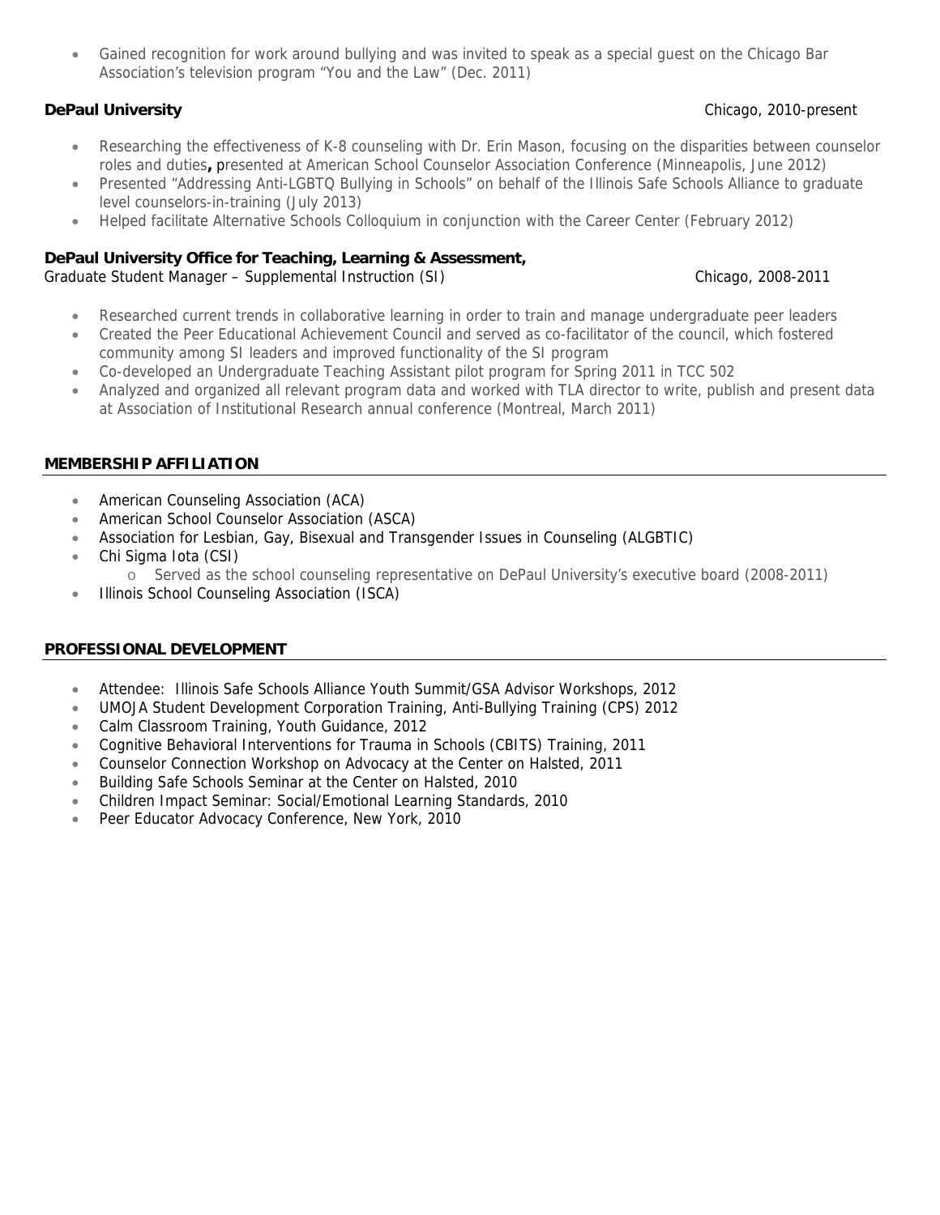- Gained recognition for work around bullying and was invited to speak as a special guest on the Chicago Bar Association's television program "You and the Law" (Dec. 2011)

**DePaul University** Chicago, 2010-present

- Researching the effectiveness of K-8 counseling with Dr. Erin Mason, focusing on the disparities between counselor roles and duties**,** presented at American School Counselor Association Conference (Minneapolis, June 2012)
- Presented "Addressing Anti-LGBTQ Bullying in Schools" on behalf of the Illinois Safe Schools Alliance to graduate level counselors-in-training (July 2013)
- Helped facilitate Alternative Schools Colloquium in conjunction with the Career Center (February 2012)

**DePaul University Office for Teaching, Learning & Assessment,**
Graduate Student Manager – Supplemental Instruction (SI) Chicago, 2008-2011

- Researched current trends in collaborative learning in order to train and manage undergraduate peer leaders
- Created the Peer Educational Achievement Council and served as co-facilitator of the council, which fostered community among SI leaders and improved functionality of the SI program
- Co-developed an Undergraduate Teaching Assistant pilot program for Spring 2011 in TCC 502
- Analyzed and organized all relevant program data and worked with TLA director to write, publish and present data at Association of Institutional Research annual conference (Montreal, March 2011)

## MEMBERSHIP AFFILIATION

- American Counseling Association (ACA)
- American School Counselor Association (ASCA)
- Association for Lesbian, Gay, Bisexual and Transgender Issues in Counseling (ALGBTIC)
- Chi Sigma Iota (CSI)
  - Served as the school counseling representative on DePaul University's executive board (2008-2011)
- Illinois School Counseling Association (ISCA)

## PROFESSIONAL DEVELOPMENT

- Attendee: Illinois Safe Schools Alliance Youth Summit/GSA Advisor Workshops, 2012
- UMOJA Student Development Corporation Training, Anti-Bullying Training (CPS) 2012
- Calm Classroom Training, Youth Guidance, 2012
- Cognitive Behavioral Interventions for Trauma in Schools (CBITS) Training, 2011
- Counselor Connection Workshop on Advocacy at the Center on Halsted, 2011
- Building Safe Schools Seminar at the Center on Halsted, 2010
- Children Impact Seminar: Social/Emotional Learning Standards, 2010
- Peer Educator Advocacy Conference, New York, 2010